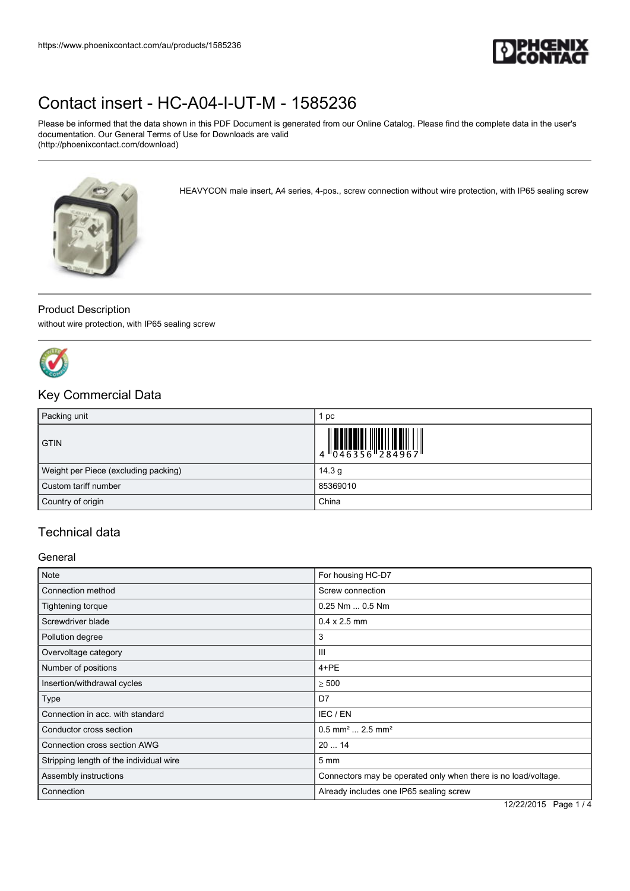# Contact insert - HC-A04-I-UT-M - 1585236

Please be informed that the data shown in this PDF Document is generated from our Online Catalog. Please find the complete data in the user's documentation. Our General Terms of Use for Downloads are valid (http://phoenixcontact.com/download)

HEAVYCON male insert, A4 series, 4-pos., screw connection without wire protection, with IP65 sealing screw

## Product Description

without wire protection, with IP65 sealing screw

## Key Commercial Data

| | |
|---|---|
| Packing unit | 1 pc |
| GTIN | 4 046356 284967 |
| Weight per Piece (excluding packing) | 14.3 g |
| Custom tariff number | 85369010 |
| Country of origin | China |

## Technical data

### General

| | |
|---|---|
| Note | For housing HC-D7 |
| Connection method | Screw connection |
| Tightening torque | 0.25 Nm ... 0.5 Nm |
| Screwdriver blade | 0.4 x 2.5 mm |
| Pollution degree | 3 |
| Overvoltage category | III |
| Number of positions | 4+PE |
| Insertion/withdrawal cycles | ≥ 500 |
| Type | D7 |
| Connection in acc. with standard | IEC / EN |
| Conductor cross section | 0.5 mm² ... 2.5 mm² |
| Connection cross section AWG | 20 ... 14 |
| Stripping length of the individual wire | 5 mm |
| Assembly instructions | Connectors may be operated only when there is no load/voltage. |
| Connection | Already includes one IP65 sealing screw |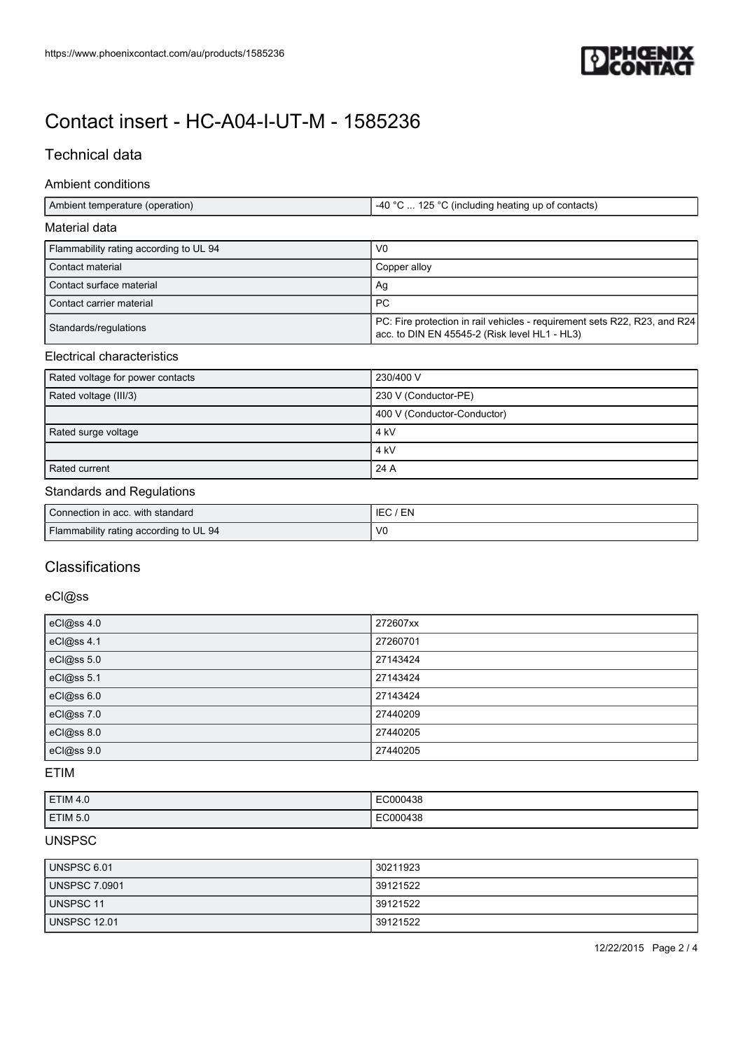# Contact insert - HC-A04-I-UT-M - 1585236

## Technical data

### Ambient conditions

| | |
|---|---|
| Ambient temperature (operation) | -40 °C ... 125 °C (including heating up of contacts) |

### Material data

| | |
|---|---|
| Flammability rating according to UL 94 | V0 |
| Contact material | Copper alloy |
| Contact surface material | Ag |
| Contact carrier material | PC |
| Standards/regulations | PC: Fire protection in rail vehicles - requirement sets R22, R23, and R24 acc. to DIN EN 45545-2 (Risk level HL1 - HL3) |

### Electrical characteristics

| | |
|---|---|
| Rated voltage for power contacts | 230/400 V |
| Rated voltage (III/3) | 230 V (Conductor-PE) |
| | 400 V (Conductor-Conductor) |
| Rated surge voltage | 4 kV |
| | 4 kV |
| Rated current | 24 A |

### Standards and Regulations

| | |
|---|---|
| Connection in acc. with standard | IEC / EN |
| Flammability rating according to UL 94 | V0 |

## Classifications

### eCl@ss

| | |
|---|---|
| eCl@ss 4.0 | 272607xx |
| eCl@ss 4.1 | 27260701 |
| eCl@ss 5.0 | 27143424 |
| eCl@ss 5.1 | 27143424 |
| eCl@ss 6.0 | 27143424 |
| eCl@ss 7.0 | 27440209 |
| eCl@ss 8.0 | 27440205 |
| eCl@ss 9.0 | 27440205 |

### ETIM

| | |
|---|---|
| ETIM 4.0 | EC000438 |
| ETIM 5.0 | EC000438 |

### UNSPSC

| | |
|---|---|
| UNSPSC 6.01 | 30211923 |
| UNSPSC 7.0901 | 39121522 |
| UNSPSC 11 | 39121522 |
| UNSPSC 12.01 | 39121522 |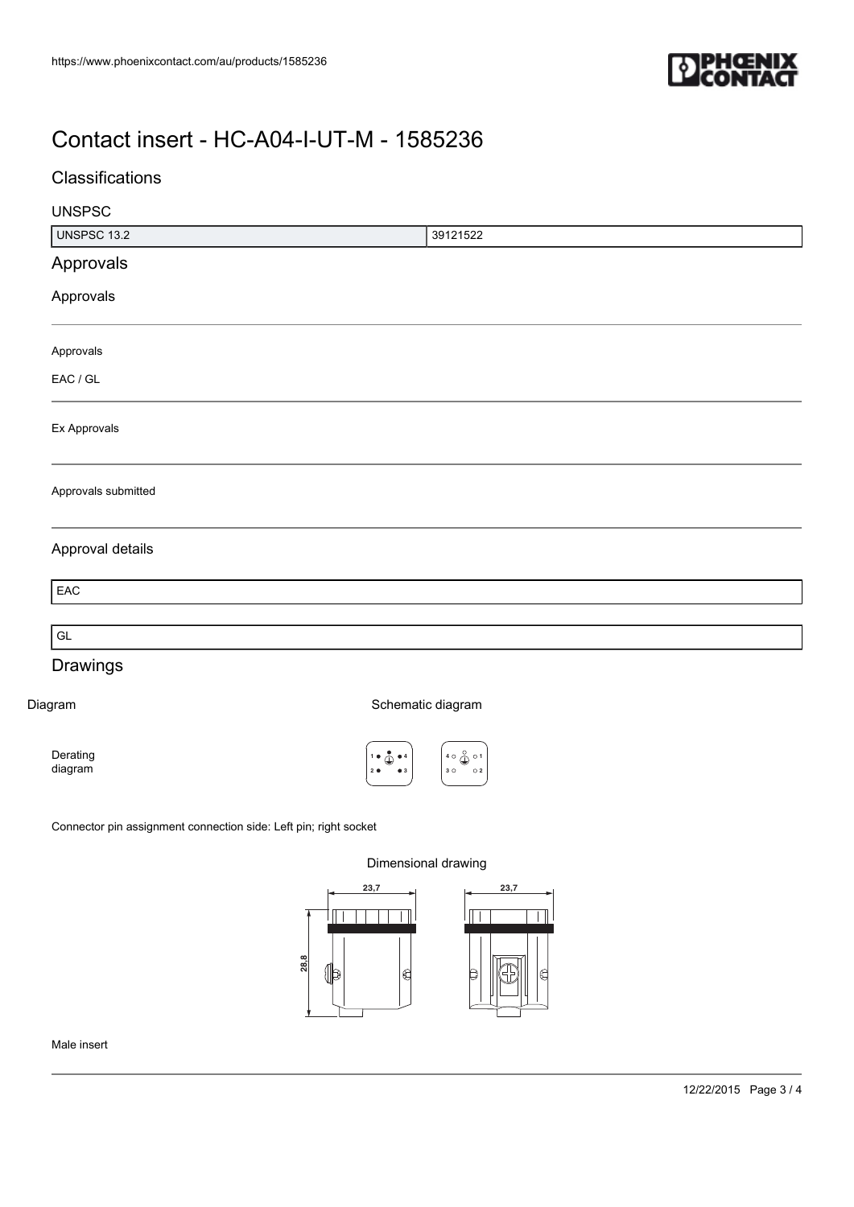# Contact insert - HC-A04-I-UT-M - 1585236

## Classifications

### UNSPSC

| UNSPSC 13.2 | 39121522 |
| --- | --- |

## Approvals

### Approvals

Approvals

EAC / GL

Ex Approvals

Approvals submitted

### Approval details

EAC

GL

## Drawings

Diagram

Derating diagram

Schematic diagram

Connector pin assignment connection side: Left pin; right socket

Dimensional drawing

Male insert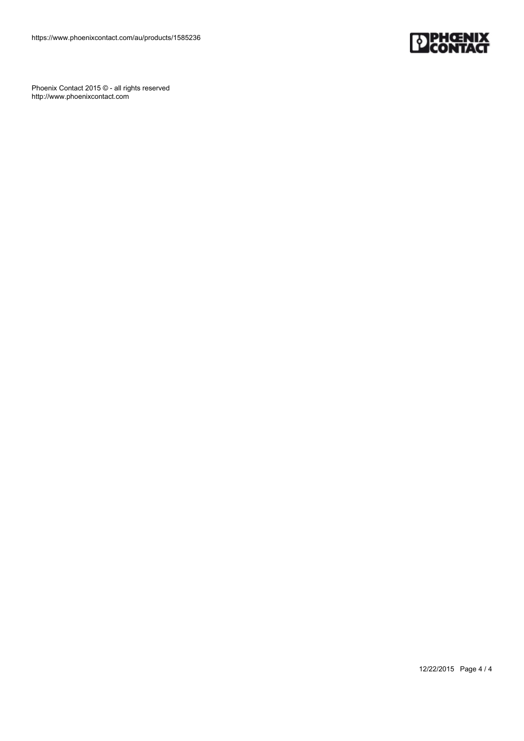Phoenix Contact 2015 © - all rights reserved
http://www.phoenixcontact.com